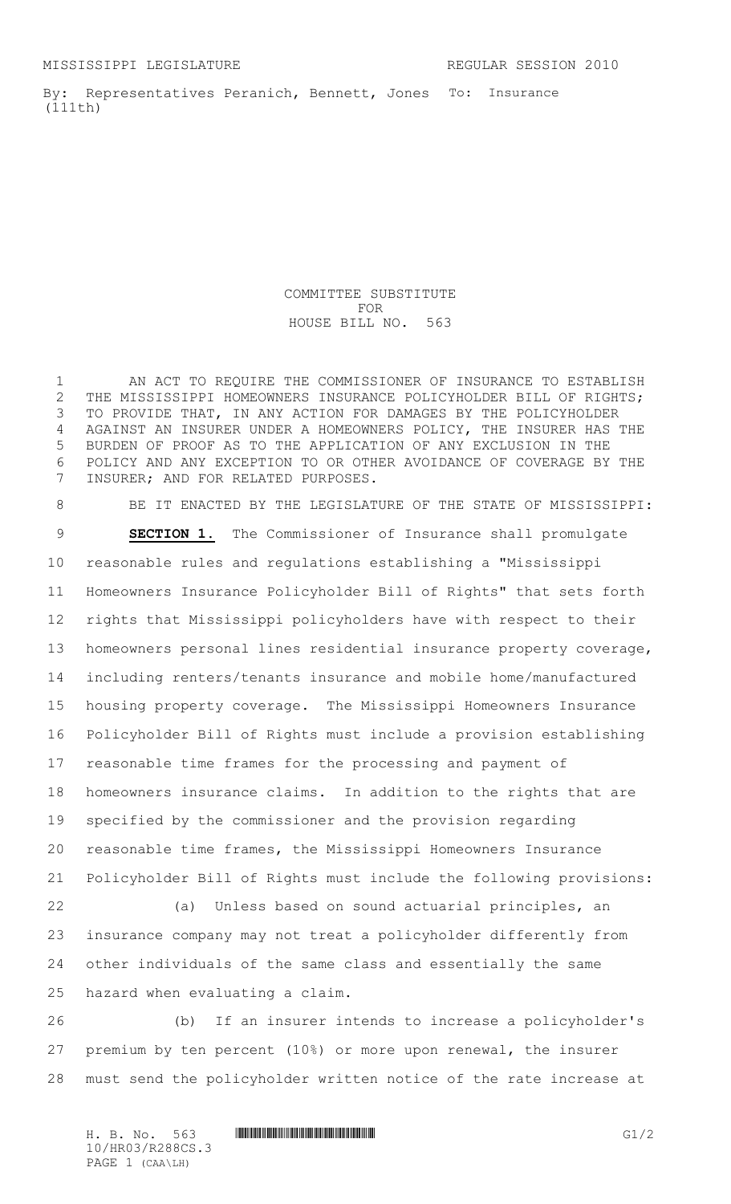MISSISSIPPI LEGISLATURE REGULAR SESSION 2010

By: Representatives Peranich, Bennett, Jones (111th)

To: Insurance

COMMITTEE SUBSTITUTE
FOR
HOUSE BILL NO. 563

AN ACT TO REQUIRE THE COMMISSIONER OF INSURANCE TO ESTABLISH THE MISSISSIPPI HOMEOWNERS INSURANCE POLICYHOLDER BILL OF RIGHTS; TO PROVIDE THAT, IN ANY ACTION FOR DAMAGES BY THE POLICYHOLDER AGAINST AN INSURER UNDER A HOMEOWNERS POLICY, THE INSURER HAS THE BURDEN OF PROOF AS TO THE APPLICATION OF ANY EXCLUSION IN THE POLICY AND ANY EXCEPTION TO OR OTHER AVOIDANCE OF COVERAGE BY THE INSURER; AND FOR RELATED PURPOSES.

BE IT ENACTED BY THE LEGISLATURE OF THE STATE OF MISSISSIPPI:

**SECTION 1.** The Commissioner of Insurance shall promulgate reasonable rules and regulations establishing a "Mississippi Homeowners Insurance Policyholder Bill of Rights" that sets forth rights that Mississippi policyholders have with respect to their homeowners personal lines residential insurance property coverage, including renters/tenants insurance and mobile home/manufactured housing property coverage. The Mississippi Homeowners Insurance Policyholder Bill of Rights must include a provision establishing reasonable time frames for the processing and payment of homeowners insurance claims. In addition to the rights that are specified by the commissioner and the provision regarding reasonable time frames, the Mississippi Homeowners Insurance Policyholder Bill of Rights must include the following provisions:

(a) Unless based on sound actuarial principles, an insurance company may not treat a policyholder differently from other individuals of the same class and essentially the same hazard when evaluating a claim.

(b) If an insurer intends to increase a policyholder's premium by ten percent (10%) or more upon renewal, the insurer must send the policyholder written notice of the rate increase at

H. B. No. 563
10/HR03/R288CS.3
PAGE 1 (CAA\LH)

G1/2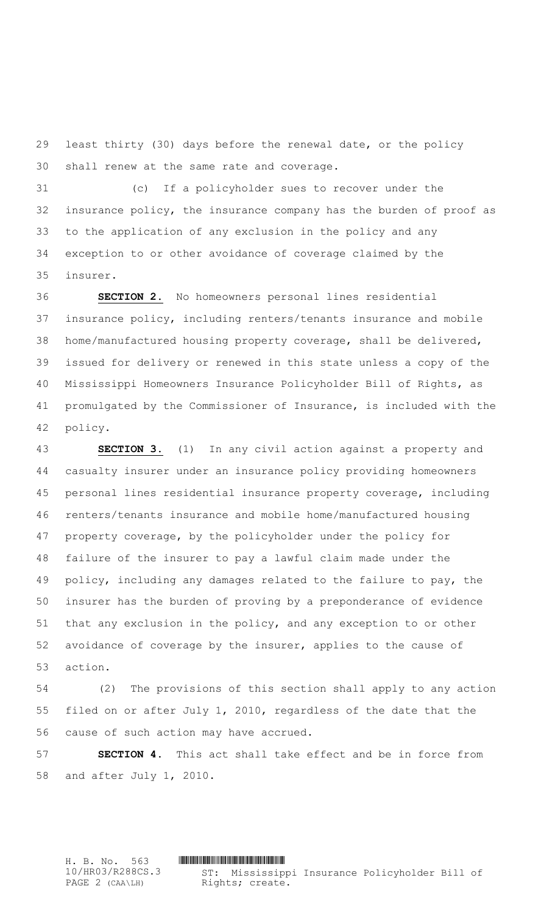least thirty (30) days before the renewal date, or the policy shall renew at the same rate and coverage.

(c) If a policyholder sues to recover under the insurance policy, the insurance company has the burden of proof as to the application of any exclusion in the policy and any exception to or other avoidance of coverage claimed by the insurer.

**SECTION 2.** No homeowners personal lines residential insurance policy, including renters/tenants insurance and mobile home/manufactured housing property coverage, shall be delivered, issued for delivery or renewed in this state unless a copy of the Mississippi Homeowners Insurance Policyholder Bill of Rights, as promulgated by the Commissioner of Insurance, is included with the policy.

**SECTION 3.** (1) In any civil action against a property and casualty insurer under an insurance policy providing homeowners personal lines residential insurance property coverage, including renters/tenants insurance and mobile home/manufactured housing property coverage, by the policyholder under the policy for failure of the insurer to pay a lawful claim made under the policy, including any damages related to the failure to pay, the insurer has the burden of proving by a preponderance of evidence that any exclusion in the policy, and any exception to or other avoidance of coverage by the insurer, applies to the cause of action.

(2) The provisions of this section shall apply to any action filed on or after July 1, 2010, regardless of the date that the cause of such action may have accrued.

**SECTION 4.** This act shall take effect and be in force from and after July 1, 2010.

H. B. No. 563
10/HR03/R288CS.3
ST: Mississippi Insurance Policyholder Bill of Rights; create.